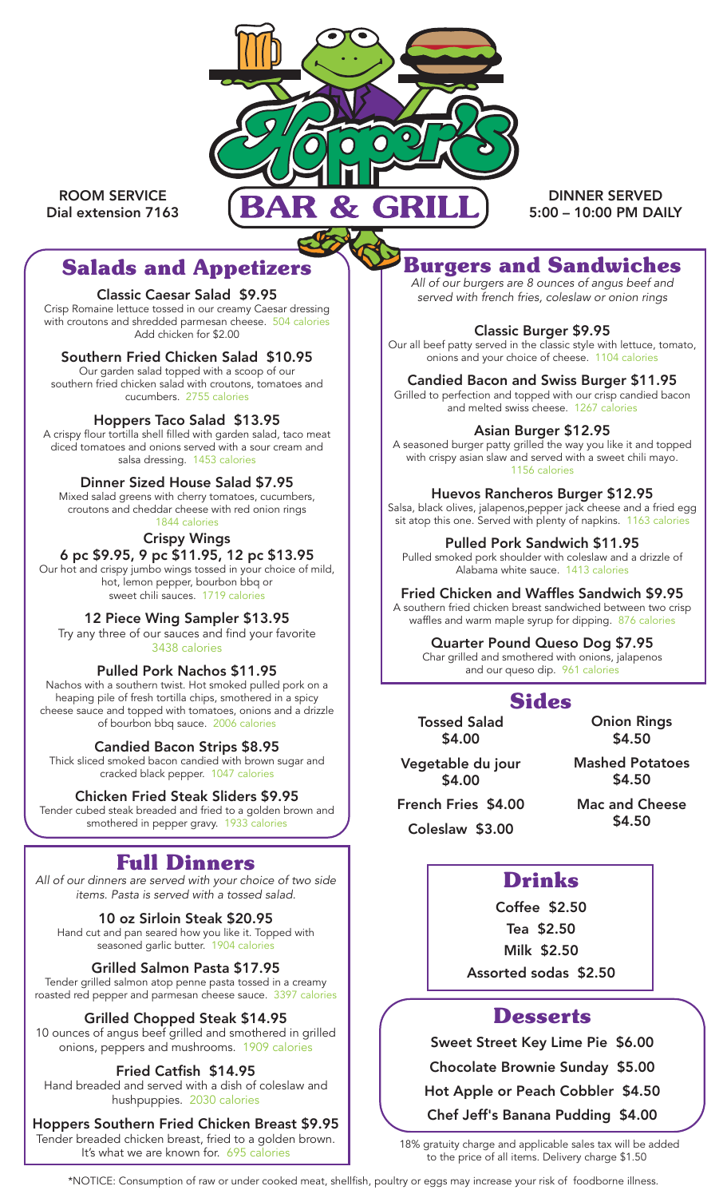# Hopper's BAR & GRILL

ROOM SERVICE
Dial extension 7163

DINNER SERVED
5:00 – 10:00 PM DAILY

## Salads and Appetizers

**Classic Caesar Salad $9.95**
Crisp Romaine lettuce tossed in our creamy Caesar dressing with croutons and shredded parmesan cheese. 504 calories
Add chicken for $2.00

**Southern Fried Chicken Salad $10.95**
Our garden salad topped with a scoop of our southern fried chicken salad with croutons, tomatoes and cucumbers. 2755 calories

**Hoppers Taco Salad $13.95**
A crispy flour tortilla shell filled with garden salad, taco meat diced tomatoes and onions served with a sour cream and salsa dressing. 1453 calories

**Dinner Sized House Salad $7.95**
Mixed salad greens with cherry tomatoes, cucumbers, croutons and cheddar cheese with red onion rings 1844 calories

**Crispy Wings**
**6 pc $9.95, 9 pc $11.95, 12 pc $13.95**
Our hot and crispy jumbo wings tossed in your choice of mild, hot, lemon pepper, bourbon bbq or sweet chili sauces. 1719 calories

**12 Piece Wing Sampler $13.95**
Try any three of our sauces and find your favorite 3438 calories

**Pulled Pork Nachos $11.95**
Nachos with a southern twist. Hot smoked pulled pork on a heaping pile of fresh tortilla chips, smothered in a spicy cheese sauce and topped with tomatoes, onions and a drizzle of bourbon bbq sauce. 2006 calories

**Candied Bacon Strips $8.95**
Thick sliced smoked bacon candied with brown sugar and cracked black pepper. 1047 calories

**Chicken Fried Steak Sliders $9.95**
Tender cubed steak breaded and fried to a golden brown and smothered in pepper gravy. 1933 calories

## Full Dinners

*All of our dinners are served with your choice of two side items. Pasta is served with a tossed salad.*

**10 oz Sirloin Steak $20.95**
Hand cut and pan seared how you like it. Topped with seasoned garlic butter. 1904 calories

**Grilled Salmon Pasta $17.95**
Tender grilled salmon atop penne pasta tossed in a creamy roasted red pepper and parmesan cheese sauce. 3397 calories

**Grilled Chopped Steak $14.95**
10 ounces of angus beef grilled and smothered in grilled onions, peppers and mushrooms. 1909 calories

**Fried Catfish $14.95**
Hand breaded and served with a dish of coleslaw and hushpuppies. 2030 calories

**Hoppers Southern Fried Chicken Breast $9.95**
Tender breaded chicken breast, fried to a golden brown. It's what we are known for. 695 calories

## Burgers and Sandwiches

*All of our burgers are 8 ounces of angus beef and served with french fries, coleslaw or onion rings*

**Classic Burger $9.95**
Our all beef patty served in the classic style with lettuce, tomato, onions and your choice of cheese. 1104 calories

**Candied Bacon and Swiss Burger $11.95**
Grilled to perfection and topped with our crisp candied bacon and melted swiss cheese. 1267 calories

**Asian Burger $12.95**
A seasoned burger patty grilled the way you like it and topped with crispy asian slaw and served with a sweet chili mayo. 1156 calories

**Huevos Rancheros Burger $12.95**
Salsa, black olives, jalapenos,pepper jack cheese and a fried egg sit atop this one. Served with plenty of napkins. 1163 calories

**Pulled Pork Sandwich $11.95**
Pulled smoked pork shoulder with coleslaw and a drizzle of Alabama white sauce. 1413 calories

**Fried Chicken and Waffles Sandwich $9.95**
A southern fried chicken breast sandwiched between two crisp waffles and warm maple syrup for dipping. 876 calories

**Quarter Pound Queso Dog $7.95**
Char grilled and smothered with onions, jalapenos and our queso dip. 961 calories

## Sides

- Tossed Salad $4.00
- Vegetable du jour $4.00
- French Fries $4.00
- Coleslaw $3.00
- Onion Rings $4.50
- Mashed Potatoes $4.50
- Mac and Cheese $4.50

## Drinks

- Coffee $2.50
- Tea $2.50
- Milk $2.50
- Assorted sodas $2.50

## Desserts

- Sweet Street Key Lime Pie $6.00
- Chocolate Brownie Sunday $5.00
- Hot Apple or Peach Cobbler $4.50
- Chef Jeff's Banana Pudding $4.00

18% gratuity charge and applicable sales tax will be added to the price of all items. Delivery charge $1.50

*NOTICE: Consumption of raw or under cooked meat, shellfish, poultry or eggs may increase your risk of foodborne illness.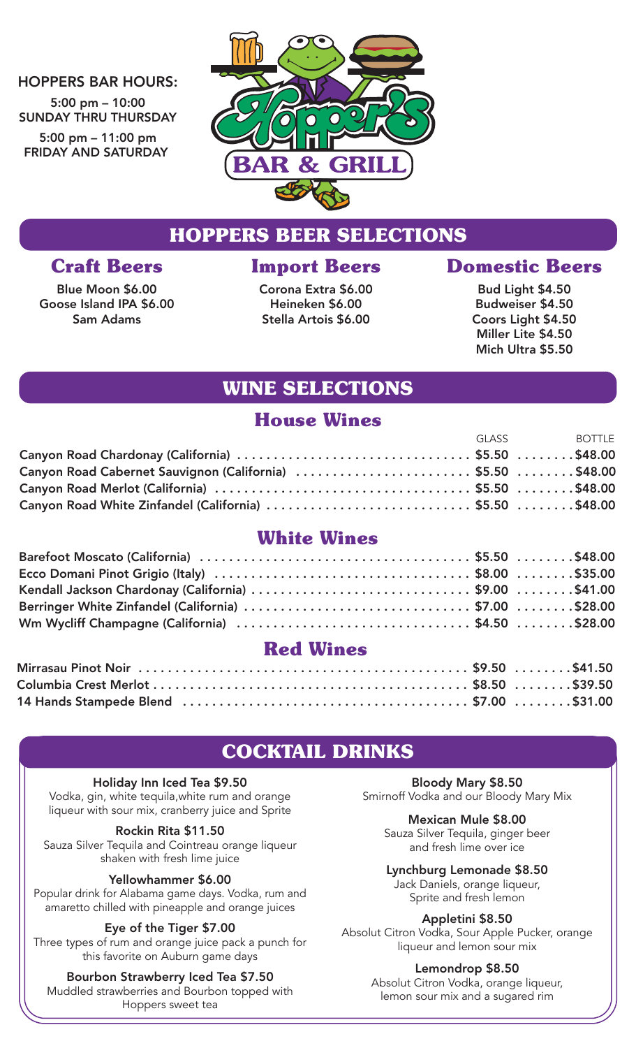**HOPPERS BAR HOURS:**

5:00 pm – 10:00
SUNDAY THRU THURSDAY

5:00 pm – 11:00 pm
FRIDAY AND SATURDAY

Hopper's BAR & GRILL

# HOPPERS BEER SELECTIONS

## Craft Beers

Blue Moon $6.00
Goose Island IPA $6.00
Sam Adams

## Import Beers

Corona Extra $6.00
Heineken $6.00
Stella Artois $6.00

## Domestic Beers

Bud Light $4.50
Budweiser $4.50
Coors Light $4.50
Miller Lite $4.50
Mich Ultra $5.50

# WINE SELECTIONS

## House Wines

| | GLASS | BOTTLE |
|---|---|---|
| Canyon Road Chardonay (California) | $5.50 | $48.00 |
| Canyon Road Cabernet Sauvignon (California) | $5.50 | $48.00 |
| Canyon Road Merlot (California) | $5.50 | $48.00 |
| Canyon Road White Zinfandel (California) | $5.50 | $48.00 |

## White Wines

| | | |
|---|---|---|
| Barefoot Moscato (California) | $5.50 | $48.00 |
| Ecco Domani Pinot Grigio (Italy) | $8.00 | $35.00 |
| Kendall Jackson Chardonay (California) | $9.00 | $41.00 |
| Berringer White Zinfandel (California) | $7.00 | $28.00 |
| Wm Wycliff Champagne (California) | $4.50 | $28.00 |

## Red Wines

| | | |
|---|---|---|
| Mirrasau Pinot Noir | $9.50 | $41.50 |
| Columbia Crest Merlot | $8.50 | $39.50 |
| 14 Hands Stampede Blend | $7.00 | $31.00 |

# COCKTAIL DRINKS

**Holiday Inn Iced Tea $9.50**
Vodka, gin, white tequila,white rum and orange liqueur with sour mix, cranberry juice and Sprite

**Rockin Rita $11.50**
Sauza Silver Tequila and Cointreau orange liqueur shaken with fresh lime juice

**Yellowhammer $6.00**
Popular drink for Alabama game days. Vodka, rum and amaretto chilled with pineapple and orange juices

**Eye of the Tiger $7.00**
Three types of rum and orange juice pack a punch for this favorite on Auburn game days

**Bourbon Strawberry Iced Tea $7.50**
Muddled strawberries and Bourbon topped with Hoppers sweet tea

**Bloody Mary $8.50**
Smirnoff Vodka and our Bloody Mary Mix

**Mexican Mule $8.00**
Sauza Silver Tequila, ginger beer and fresh lime over ice

**Lynchburg Lemonade $8.50**
Jack Daniels, orange liqueur, Sprite and fresh lemon

**Appletini $8.50**
Absolut Citron Vodka, Sour Apple Pucker, orange liqueur and lemon sour mix

**Lemondrop $8.50**
Absolut Citron Vodka, orange liqueur, lemon sour mix and a sugared rim